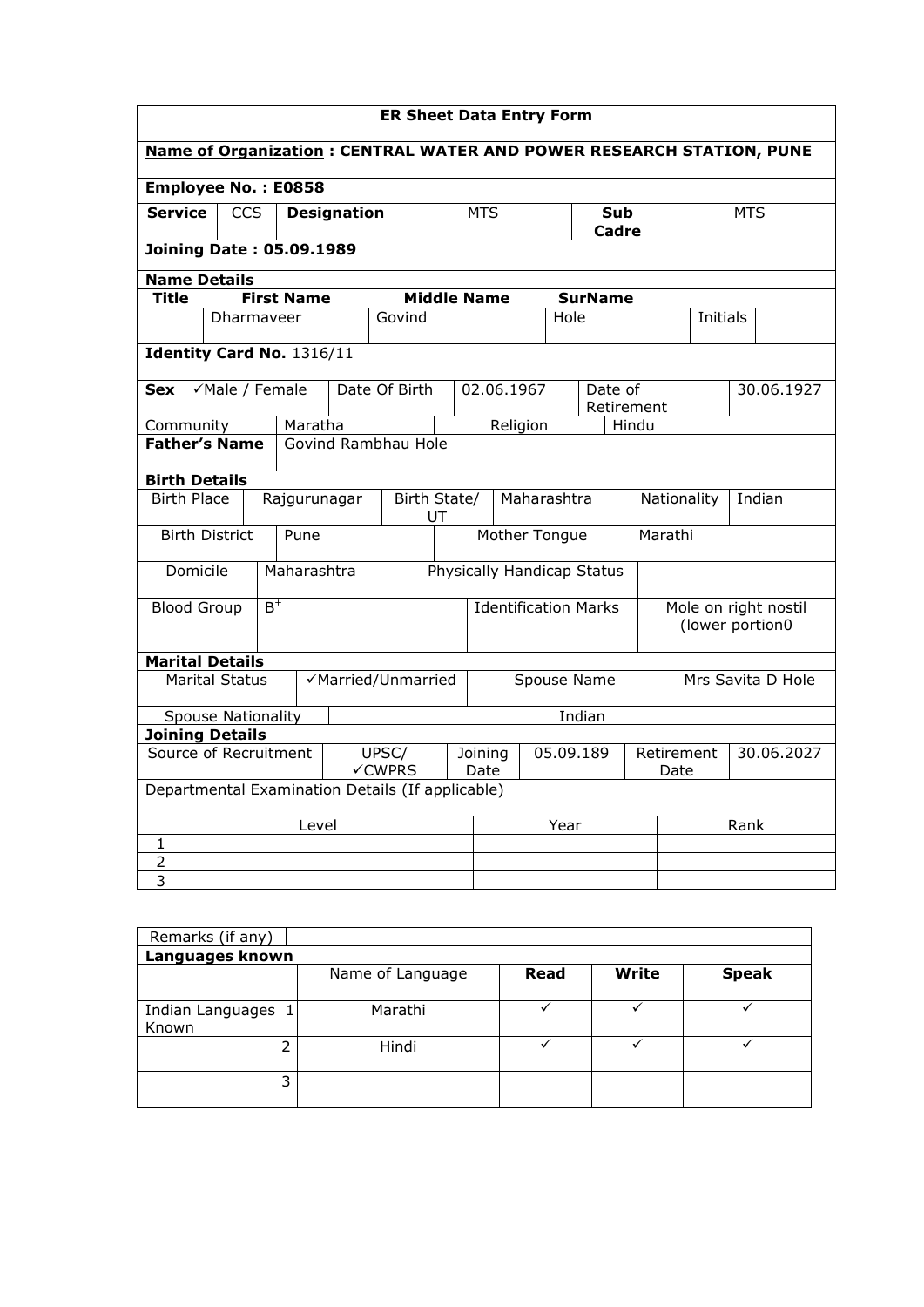## ER Sheet Data Entry Form

**Name of Organization : CENTRAL WATER AND POWER RESEARCH STATION, PUNE**

**Employee No. : E0858**

| **Service** | CCS | **Designation** | MTS | **Sub Cadre** | MTS |
|---|---|---|---|---|---|

**Joining Date : 05.09.1989**

**Name Details**

| **Title** | **First Name** | **Middle Name** | **SurName** | | |
|---|---|---|---|---|---|
| | Dharmaveer | Govind | Hole | Initials | |

**Identity Card No.** 1316/11

| **Sex** | ✓Male / Female | Date Of Birth | 02.06.1967 | Date of Retirement | 30.06.1927 |
|---|---|---|---|---|---|
| Community | Maratha | | Religion | Hindu | |

| **Father's Name** | Govind Rambhau Hole |
|---|---|

**Birth Details**

| Birth Place | Rajgurunagar | Birth State/ UT | Maharashtra | Nationality | Indian |
|---|---|---|---|---|---|
| Birth District | Pune | | Mother Tongue | Marathi | |
| Domicile | Maharashtra | | Physically Handicap Status | | |
| Blood Group | $B^+$ | | Identification Marks | Mole on right nostil (lower portion0 | |

**Marital Details**

| Marital Status | ✓Married/Unmarried | Spouse Name | Mrs Savita D Hole |
|---|---|---|---|
| Spouse Nationality | Indian | | |

**Joining Details**

| Source of Recruitment | UPSC/ ✓CWPRS | Joining Date | 05.09.189 | Retirement Date | 30.06.2027 |
|---|---|---|---|---|---|

Departmental Examination Details (If applicable)

| | Level | Year | Rank |
|---|---|---|---|
| 1 | | | |
| 2 | | | |
| 3 | | | |

| Remarks (if any) | |
|---|---|

**Languages known**

| | Name of Language | **Read** | **Write** | **Speak** |
|---|---|---|---|---|
| Indian Languages Known 1 | Marathi | ✓ | ✓ | ✓ |
| 2 | Hindi | ✓ | ✓ | ✓ |
| 3 | | | | |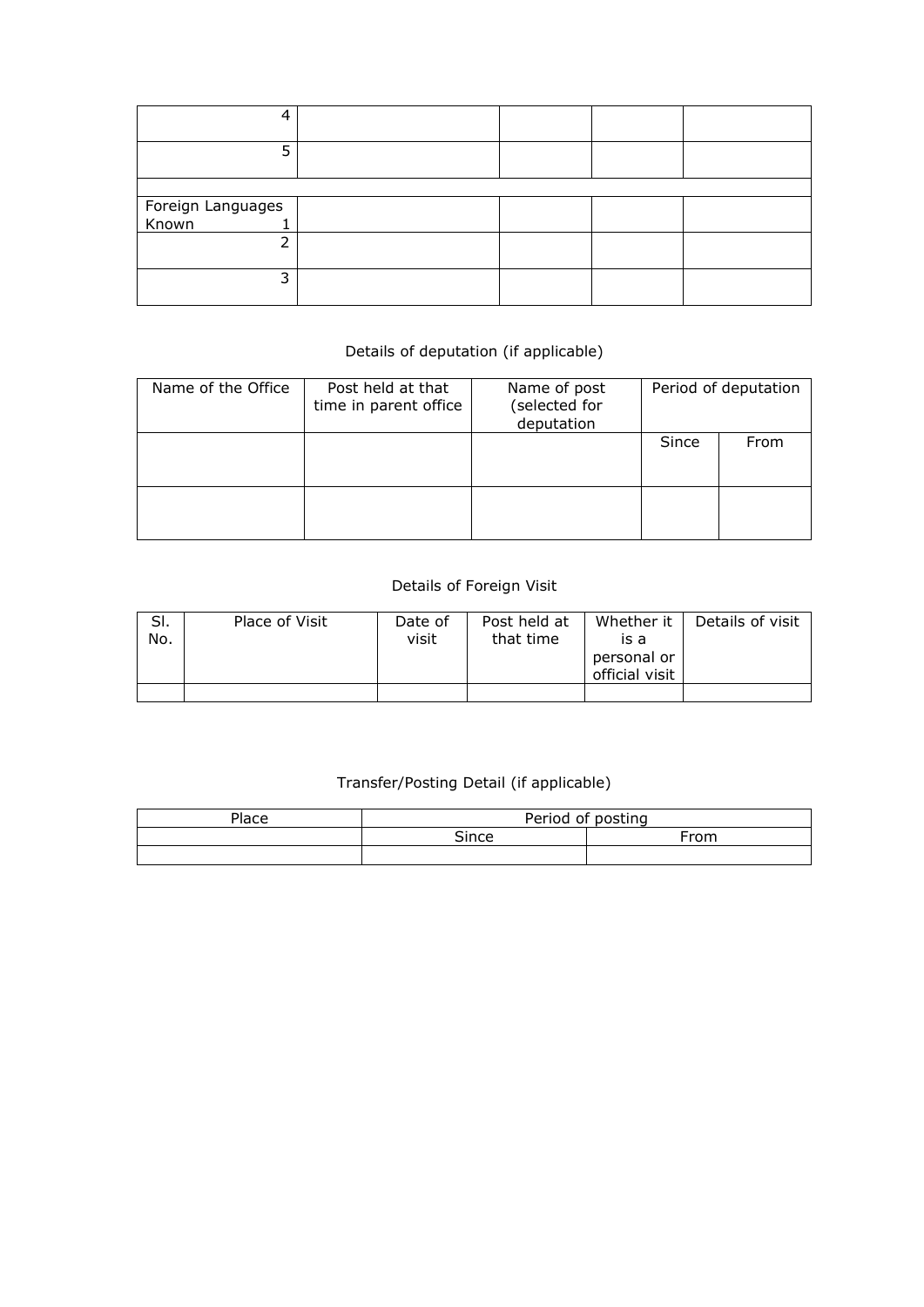| | | | | |
|---|---|---|---|---|
| 4 | | | | |
| 5 | | | | |
| | | | | |
| Foreign Languages Known 1 | | | | |
| 2 | | | | |
| 3 | | | | |

Details of deputation (if applicable)

| Name of the Office | Post held at that time in parent office | Name of post (selected for deputation | Period of deputation | |
|---|---|---|---|---|
| | | | Since | From |
| | | | | |

Details of Foreign Visit

| Sl. No. | Place of Visit | Date of visit | Post held at that time | Whether it is a personal or official visit | Details of visit |
|---|---|---|---|---|---|
| | | | | | |

Transfer/Posting Detail (if applicable)

| Place | Period of posting | |
|---|---|---|
| | Since | From |
| | | |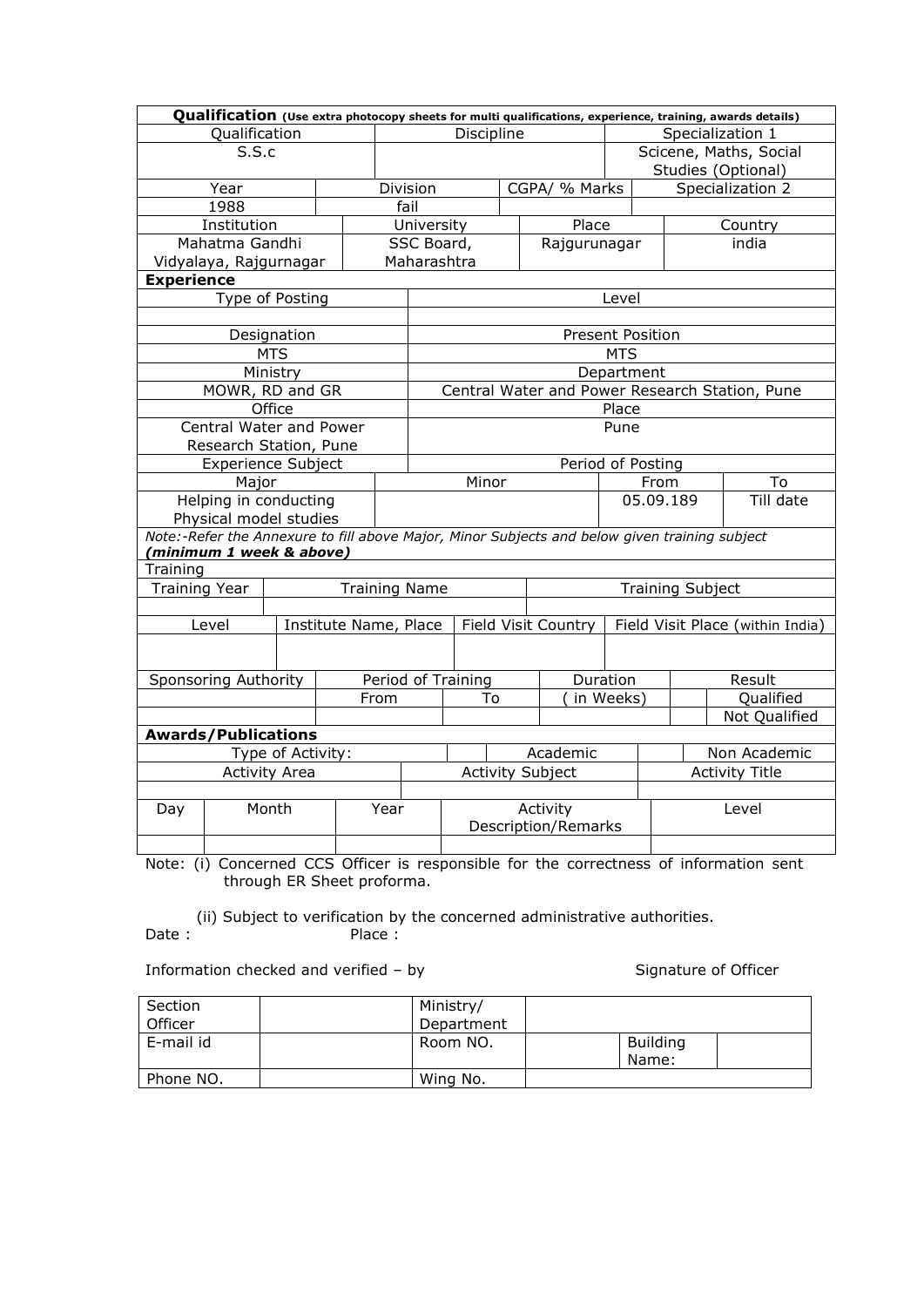**Qualification** (Use extra photocopy sheets for multi qualifications, experience, training, awards details)

| Qualification | Discipline | Specialization 1 |
|---|---|---|
| S.S.c | | Scicene, Maths, Social Studies (Optional) |

| Year | Division | CGPA/ % Marks | Specialization 2 |
|---|---|---|---|
| 1988 | fail | | |

| Institution | University | Place | Country |
|---|---|---|---|
| Mahatma Gandhi Vidyalaya, Rajgurnagar | SSC Board, Maharashtra | Rajgurunagar | india |

**Experience**

| Type of Posting | Level |
|---|---|
| | |
| **Designation** | **Present Position** |
| MTS | MTS |
| **Ministry** | **Department** |
| MOWR, RD and GR | Central Water and Power Research Station, Pune |
| **Office** | **Place** |
| Central Water and Power Research Station, Pune | Pune |

| Experience Subject | | Period of Posting | |
|---|---|---|---|
| Major | Minor | From | To |
| Helping in conducting Physical model studies | | 05.09.189 | Till date |

*Note:-Refer the Annexure to fill above Major, Minor Subjects and below given training subject* ***(minimum 1 week & above)***

Training

| Training Year | Training Name | Training Subject |
|---|---|---|
| | | |

| Level | Institute Name, Place | Field Visit Country | Field Visit Place (within India) |
|---|---|---|---|
| | | | |

| Sponsoring Authority | Period of Training | | Duration | Result | |
|---|---|---|---|---|---|
| | From | To | ( in Weeks) | | Qualified |
| | | | | | Not Qualified |

**Awards/Publications**

| Type of Activity: | | Academic | | Non Academic |
|---|---|---|---|---|

| Activity Area | Activity Subject | Activity Title |
|---|---|---|
| | | |

| Day | Month | Year | Activity Description/Remarks | Level |
|---|---|---|---|---|
| | | | | |

Note: (i) Concerned CCS Officer is responsible for the correctness of information sent through ER Sheet proforma.

(ii) Subject to verification by the concerned administrative authorities.

Date : Place :

Information checked and verified – by Signature of Officer

| | | | | | |
|---|---|---|---|---|---|
| Section Officer | | Ministry/ Department | | | |
| E-mail id | | Room NO. | | Building Name: | |
| Phone NO. | | Wing No. | | | |